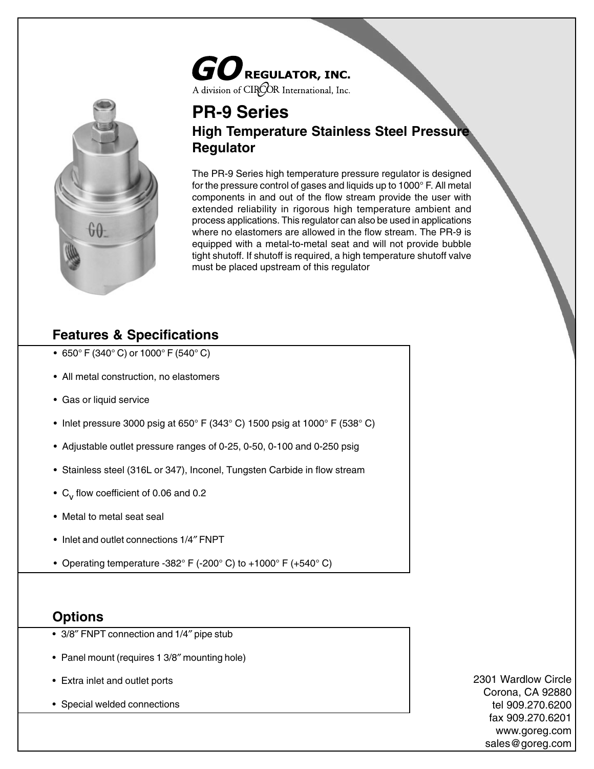**GO REGULATOR, INC.**
A division of CIRCOR International, Inc.

# PR-9 Series

## High Temperature Stainless Steel Pressure Regulator

The PR-9 Series high temperature pressure regulator is designed for the pressure control of gases and liquids up to 1000° F. All metal components in and out of the flow stream provide the user with extended reliability in rigorous high temperature ambient and process applications. This regulator can also be used in applications where no elastomers are allowed in the flow stream. The PR-9 is equipped with a metal-to-metal seat and will not provide bubble tight shutoff. If shutoff is required, a high temperature shutoff valve must be placed upstream of this regulator

## Features & Specifications

- 650° F (340° C) or 1000° F (540° C)
- All metal construction, no elastomers
- Gas or liquid service
- Inlet pressure 3000 psig at 650° F (343° C) 1500 psig at 1000° F (538° C)
- Adjustable outlet pressure ranges of 0-25, 0-50, 0-100 and 0-250 psig
- Stainless steel (316L or 347), Inconel, Tungsten Carbide in flow stream
- $C_V$ flow coefficient of 0.06 and 0.2
- Metal to metal seat seal
- Inlet and outlet connections 1/4″ FNPT
- Operating temperature -382° F (-200° C) to +1000° F (+540° C)

## Options

- 3/8″ FNPT connection and 1/4″ pipe stub
- Panel mount (requires 1 3/8″ mounting hole)
- Extra inlet and outlet ports
- Special welded connections

2301 Wardlow Circle
Corona, CA 92880
tel 909.270.6200
fax 909.270.6201
www.goreg.com
sales@goreg.com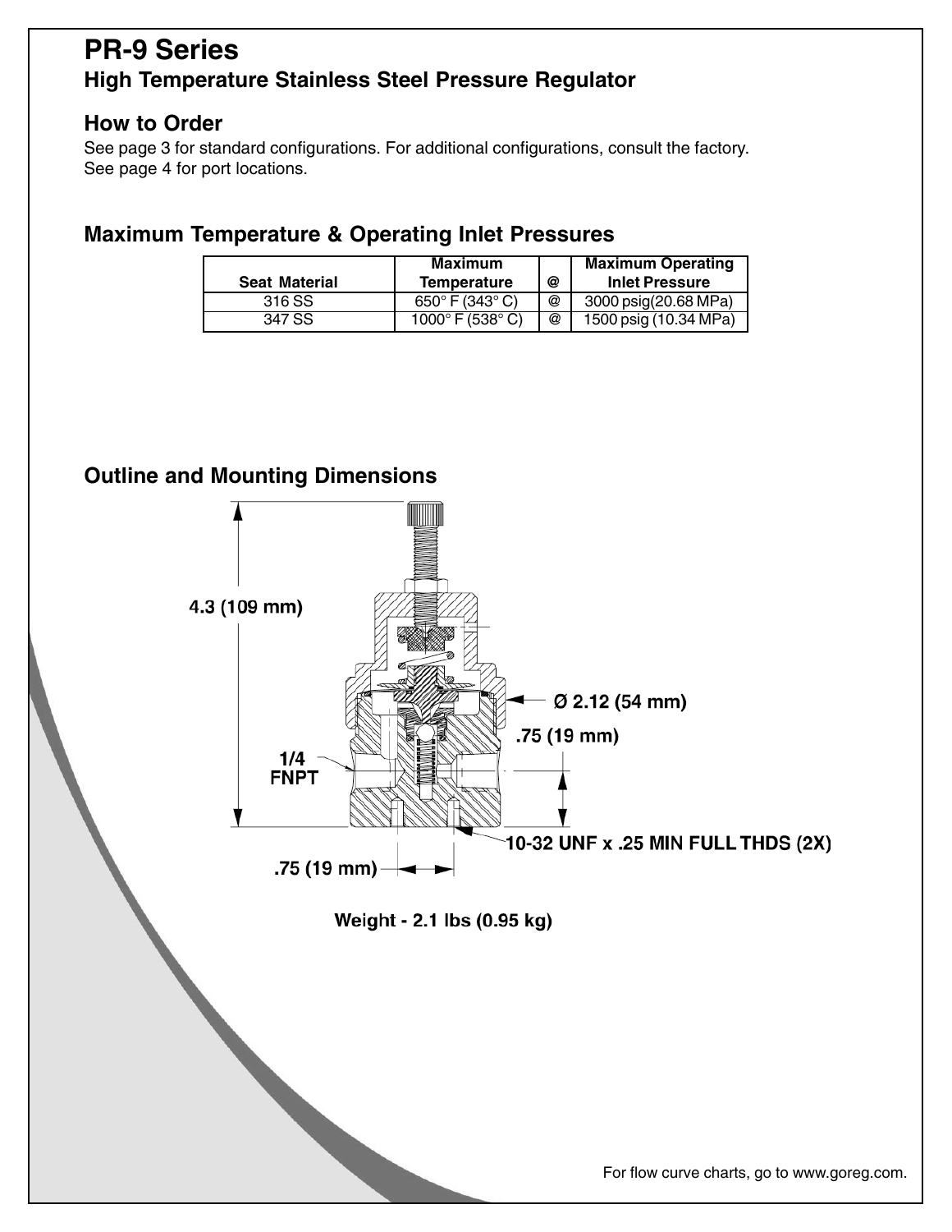# PR-9 Series

## High Temperature Stainless Steel Pressure Regulator

### How to Order

See page 3 for standard configurations. For additional configurations, consult the factory.
See page 4 for port locations.

### Maximum Temperature & Operating Inlet Pressures

| Seat Material | Maximum Temperature | @ | Maximum Operating Inlet Pressure |
|---|---|---|---|
| 316 SS | 650° F (343° C) | @ | 3000 psig(20.68 MPa) |
| 347 SS | 1000° F (538° C) | @ | 1500 psig (10.34 MPa) |

### Outline and Mounting Dimensions

4.3 (109 mm)

Ø 2.12 (54 mm)

.75 (19 mm)

1/4 FNPT

10-32 UNF x .25 MIN FULL THDS (2X)

.75 (19 mm)

Weight - 2.1 lbs (0.95 kg)

For flow curve charts, go to www.goreg.com.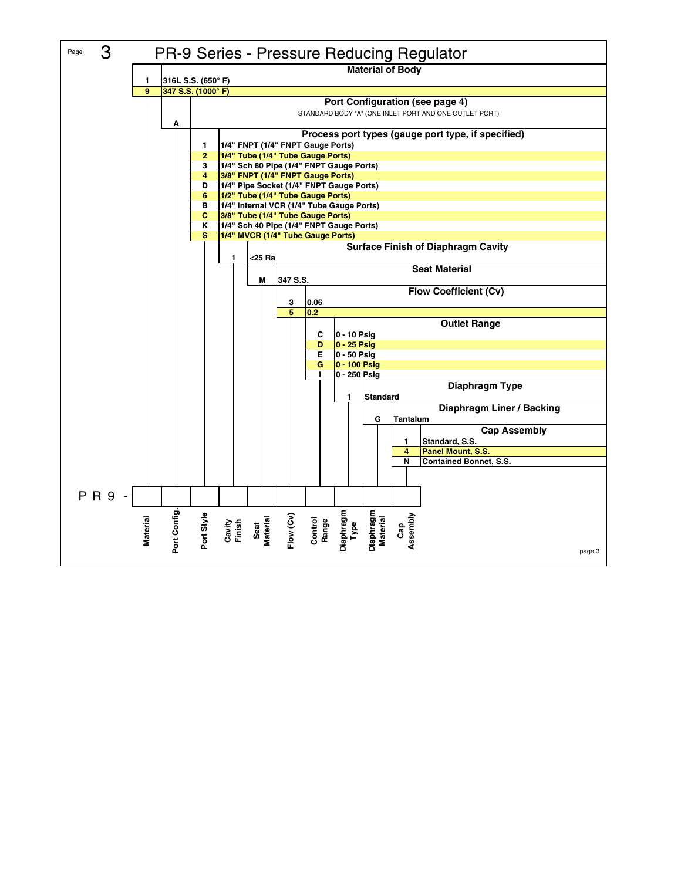# PR-9 Series - Pressure Reducing Regulator

### Material of Body

| Code | Description |
|---|---|
| 1 | 316L S.S. (650° F) |
| 9 | 347 S.S. (1000° F) |

### Port Configuration (see page 4)

| Code | Description |
|---|---|
| A | STANDARD BODY "A" (ONE INLET PORT AND ONE OUTLET PORT) |

### Process port types (gauge port type, if specified)

| Code | Description |
|---|---|
| 1 | 1/4" FNPT (1/4" FNPT Gauge Ports) |
| 2 | 1/4" Tube (1/4" Tube Gauge Ports) |
| 3 | 1/4" Sch 80 Pipe (1/4" FNPT Gauge Ports) |
| 4 | 3/8" FNPT (1/4" FNPT Gauge Ports) |
| D | 1/4" Pipe Socket (1/4" FNPT Gauge Ports) |
| 6 | 1/2" Tube (1/4" Tube Gauge Ports) |
| B | 1/4" Internal VCR (1/4" Tube Gauge Ports) |
| C | 3/8" Tube (1/4" Tube Gauge Ports) |
| K | 1/4" Sch 40 Pipe (1/4" FNPT Gauge Ports) |
| S | 1/4" MVCR (1/4" Tube Gauge Ports) |

### Surface Finish of Diaphragm Cavity

| Code | Description |
|---|---|
| 1 | <25 Ra |

### Seat Material

| Code | Description |
|---|---|
| M | 347 S.S. |

### Flow Coefficient (Cv)

| Code | Description |
|---|---|
| 3 | 0.06 |
| 5 | 0.2 |

### Outlet Range

| Code | Description |
|---|---|
| C | 0 - 10 Psig |
| D | 0 - 25 Psig |
| E | 0 - 50 Psig |
| G | 0 - 100 Psig |
| I | 0 - 250 Psig |

### Diaphragm Type

| Code | Description |
|---|---|
| 1 | Standard |

### Diaphragm Liner / Backing

| Code | Description |
|---|---|
| G | Tantalum |

### Cap Assembly

| Code | Description |
|---|---|
| 1 | Standard, S.S. |
| 4 | Panel Mount, S.S. |
| N | Contained Bonnet, S.S. |

PR9 -

| Material | Port Config. | Port Style | Cavity Finish | Seat Material | Flow (Cv) | Control Range | Diaphragm Type | Diaphragm Material | Cap Assembly |
|---|---|---|---|---|---|---|---|---|---|
| | | | | | | | | | |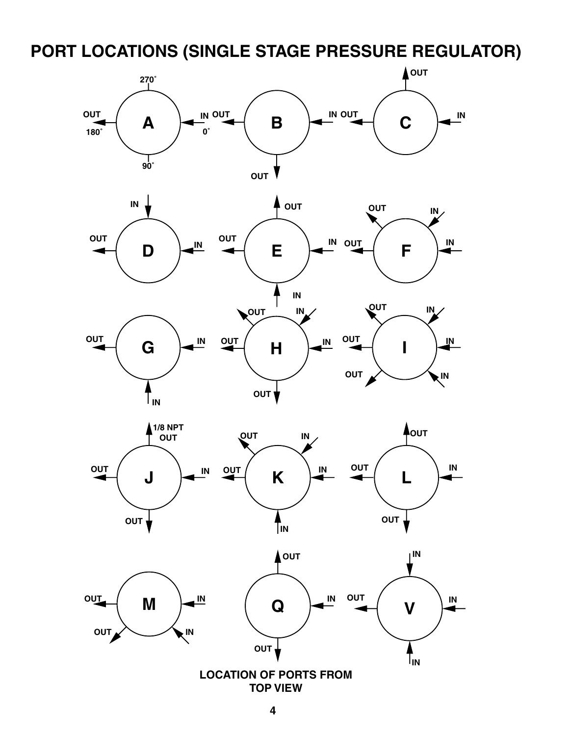# PORT LOCATIONS (SINGLE STAGE PRESSURE REGULATOR)

A
270˚
OUT
180˚
IN
0˚
90˚

B
OUT
IN
OUT

C
OUT
OUT
IN

D
IN
OUT
IN

E
OUT
OUT
IN
IN

F
OUT
IN
OUT
IN

G
OUT
IN
IN

H
OUT
IN
OUT
IN
OUT

I
OUT
IN
OUT
IN
OUT
IN

J
1/8 NPT
OUT
OUT
IN
OUT

K
OUT
IN
OUT
IN
IN

L
OUT
OUT
IN
OUT

M
OUT
IN
OUT
IN

Q
OUT
IN
OUT

V
IN
OUT
IN
IN

LOCATION OF PORTS FROM
TOP VIEW